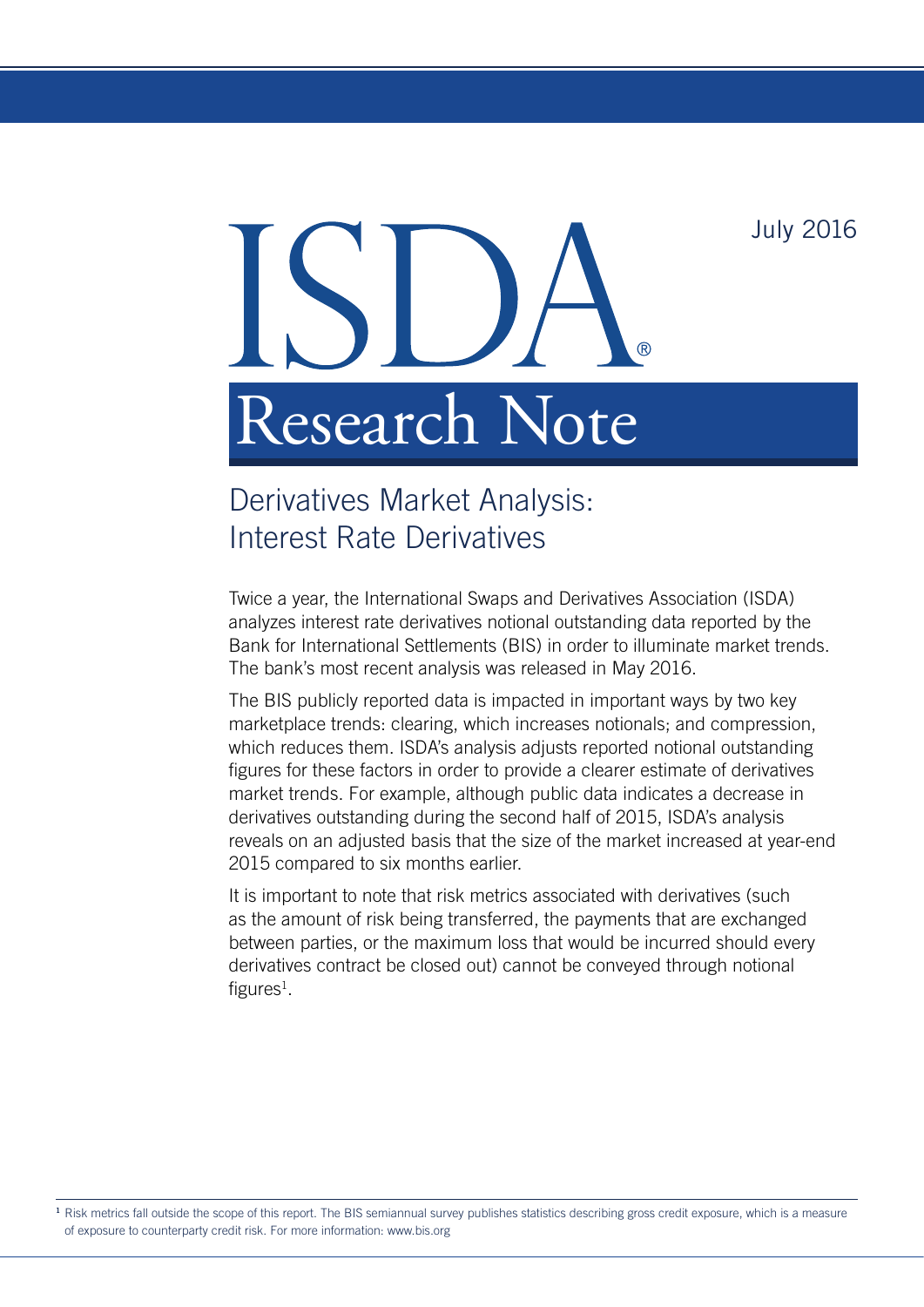July 2016

# ISDA®

# Research Note

## Derivatives Market Analysis: Interest Rate Derivatives

Twice a year, the International Swaps and Derivatives Association (ISDA) analyzes interest rate derivatives notional outstanding data reported by the Bank for International Settlements (BIS) in order to illuminate market trends. The bank's most recent analysis was released in May 2016.

The BIS publicly reported data is impacted in important ways by two key marketplace trends: clearing, which increases notionals; and compression, which reduces them. ISDA's analysis adjusts reported notional outstanding figures for these factors in order to provide a clearer estimate of derivatives market trends. For example, although public data indicates a decrease in derivatives outstanding during the second half of 2015, ISDA's analysis reveals on an adjusted basis that the size of the market increased at year-end 2015 compared to six months earlier.

It is important to note that risk metrics associated with derivatives (such as the amount of risk being transferred, the payments that are exchanged between parties, or the maximum loss that would be incurred should every derivatives contract be closed out) cannot be conveyed through notional figures[1].

[1] Risk metrics fall outside the scope of this report. The BIS semiannual survey publishes statistics describing gross credit exposure, which is a measure of exposure to counterparty credit risk. For more information: www.bis.org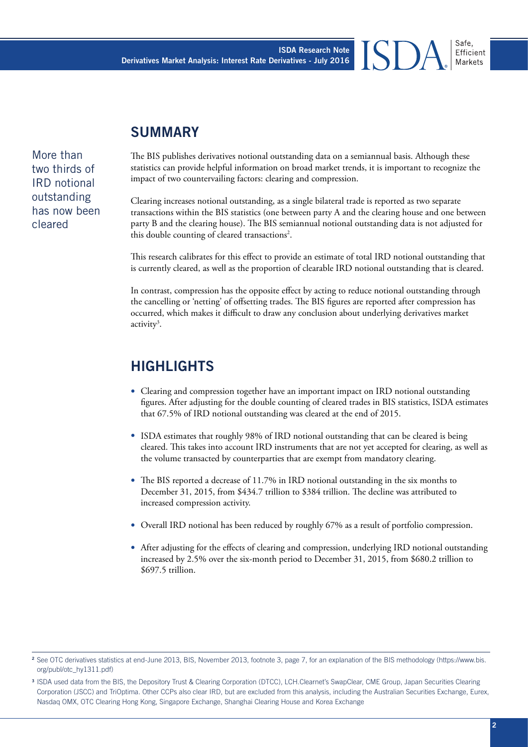## SUMMARY

More than two thirds of IRD notional outstanding has now been cleared

The BIS publishes derivatives notional outstanding data on a semiannual basis. Although these statistics can provide helpful information on broad market trends, it is important to recognize the impact of two countervailing factors: clearing and compression.

Clearing increases notional outstanding, as a single bilateral trade is reported as two separate transactions within the BIS statistics (one between party A and the clearing house and one between party B and the clearing house). The BIS semiannual notional outstanding data is not adjusted for this double counting of cleared transactions[2].

This research calibrates for this effect to provide an estimate of total IRD notional outstanding that is currently cleared, as well as the proportion of clearable IRD notional outstanding that is cleared.

In contrast, compression has the opposite effect by acting to reduce notional outstanding through the cancelling or 'netting' of offsetting trades. The BIS figures are reported after compression has occurred, which makes it difficult to draw any conclusion about underlying derivatives market activity[3].

## HIGHLIGHTS

- Clearing and compression together have an important impact on IRD notional outstanding figures. After adjusting for the double counting of cleared trades in BIS statistics, ISDA estimates that 67.5% of IRD notional outstanding was cleared at the end of 2015.
- ISDA estimates that roughly 98% of IRD notional outstanding that can be cleared is being cleared. This takes into account IRD instruments that are not yet accepted for clearing, as well as the volume transacted by counterparties that are exempt from mandatory clearing.
- The BIS reported a decrease of 11.7% in IRD notional outstanding in the six months to December 31, 2015, from $434.7 trillion to $384 trillion. The decline was attributed to increased compression activity.
- Overall IRD notional has been reduced by roughly 67% as a result of portfolio compression.
- After adjusting for the effects of clearing and compression, underlying IRD notional outstanding increased by 2.5% over the six-month period to December 31, 2015, from $680.2 trillion to $697.5 trillion.

[2] See OTC derivatives statistics at end-June 2013, BIS, November 2013, footnote 3, page 7, for an explanation of the BIS methodology (https://www.bis.org/publ/otc_hy1311.pdf)

[3] ISDA used data from the BIS, the Depository Trust & Clearing Corporation (DTCC), LCH.Clearnet's SwapClear, CME Group, Japan Securities Clearing Corporation (JSCC) and TriOptima. Other CCPs also clear IRD, but are excluded from this analysis, including the Australian Securities Exchange, Eurex, Nasdaq OMX, OTC Clearing Hong Kong, Singapore Exchange, Shanghai Clearing House and Korea Exchange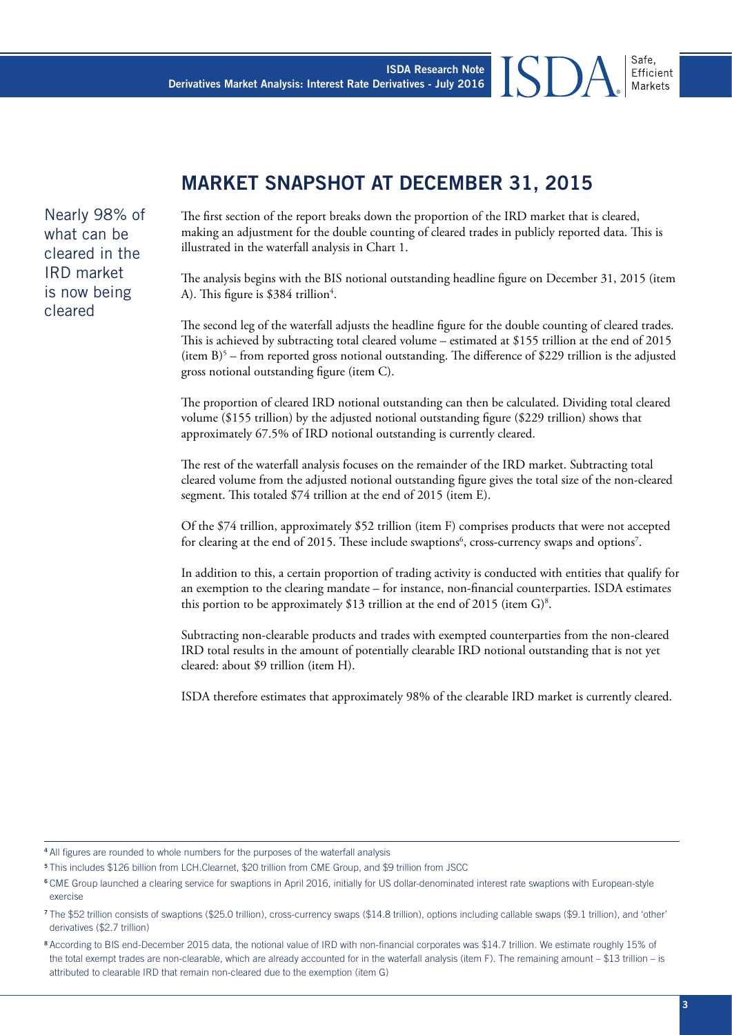## MARKET SNAPSHOT AT DECEMBER 31, 2015

Nearly 98% of what can be cleared in the IRD market is now being cleared

The first section of the report breaks down the proportion of the IRD market that is cleared, making an adjustment for the double counting of cleared trades in publicly reported data. This is illustrated in the waterfall analysis in Chart 1.

The analysis begins with the BIS notional outstanding headline figure on December 31, 2015 (item A). This figure is \$384 trillion[4].

The second leg of the waterfall adjusts the headline figure for the double counting of cleared trades. This is achieved by subtracting total cleared volume – estimated at \$155 trillion at the end of 2015 (item B)[5] – from reported gross notional outstanding. The difference of \$229 trillion is the adjusted gross notional outstanding figure (item C).

The proportion of cleared IRD notional outstanding can then be calculated. Dividing total cleared volume (\$155 trillion) by the adjusted notional outstanding figure (\$229 trillion) shows that approximately 67.5% of IRD notional outstanding is currently cleared.

The rest of the waterfall analysis focuses on the remainder of the IRD market. Subtracting total cleared volume from the adjusted notional outstanding figure gives the total size of the non-cleared segment. This totaled \$74 trillion at the end of 2015 (item E).

Of the \$74 trillion, approximately \$52 trillion (item F) comprises products that were not accepted for clearing at the end of 2015. These include swaptions[6], cross-currency swaps and options[7].

In addition to this, a certain proportion of trading activity is conducted with entities that qualify for an exemption to the clearing mandate – for instance, non-financial counterparties. ISDA estimates this portion to be approximately \$13 trillion at the end of 2015 (item G)[8].

Subtracting non-clearable products and trades with exempted counterparties from the non-cleared IRD total results in the amount of potentially clearable IRD notional outstanding that is not yet cleared: about \$9 trillion (item H).

ISDA therefore estimates that approximately 98% of the clearable IRD market is currently cleared.

---

[4] All figures are rounded to whole numbers for the purposes of the waterfall analysis

[5] This includes \$126 billion from LCH.Clearnet, \$20 trillion from CME Group, and \$9 trillion from JSCC

[6] CME Group launched a clearing service for swaptions in April 2016, initially for US dollar-denominated interest rate swaptions with European-style exercise

[7] The \$52 trillion consists of swaptions (\$25.0 trillion), cross-currency swaps (\$14.8 trillion), options including callable swaps (\$9.1 trillion), and 'other' derivatives (\$2.7 trillion)

[8] According to BIS end-December 2015 data, the notional value of IRD with non-financial corporates was \$14.7 trillion. We estimate roughly 15% of the total exempt trades are non-clearable, which are already accounted for in the waterfall analysis (item F). The remaining amount – \$13 trillion – is attributed to clearable IRD that remain non-cleared due to the exemption (item G)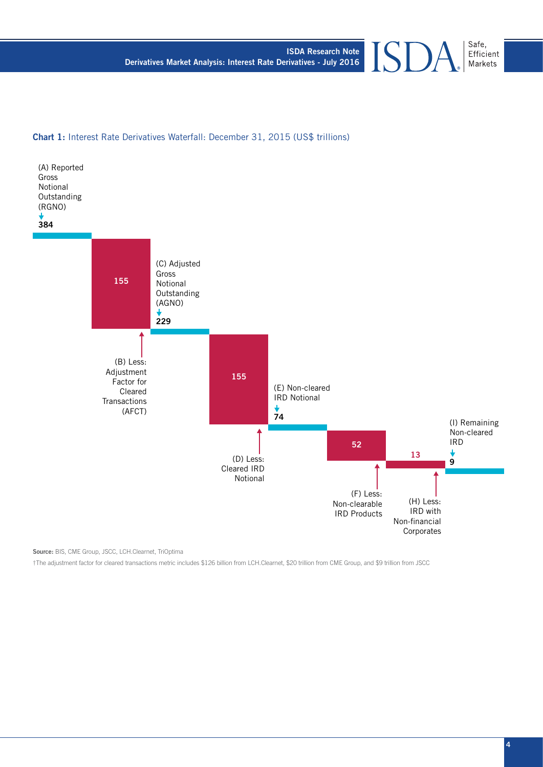**Chart 1:** Interest Rate Derivatives Waterfall: December 31, 2015 (US$ trillions)

(A) Reported Gross Notional Outstanding (RGNO)
384

155

(B) Less: Adjustment Factor for Cleared Transactions (AFCT)

(C) Adjusted Gross Notional Outstanding (AGNO)
229

155

(D) Less: Cleared IRD Notional

(E) Non-cleared IRD Notional
74

52

(F) Less: Non-clearable IRD Products

13

(H) Less: IRD with Non-financial Corporates

(I) Remaining Non-cleared IRD
9

**Source:** BIS, CME Group, JSCC, LCH.Clearnet, TriOptima

†The adjustment factor for cleared transactions metric includes $126 billion from LCH.Clearnet, $20 trillion from CME Group, and $9 trillion from JSCC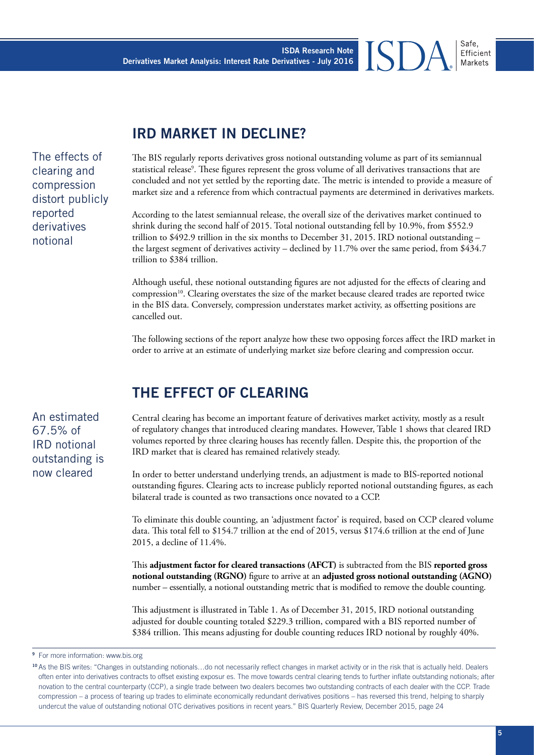## IRD MARKET IN DECLINE?

The effects of clearing and compression distort publicly reported derivatives notional

The BIS regularly reports derivatives gross notional outstanding volume as part of its semiannual statistical release[9]. These figures represent the gross volume of all derivatives transactions that are concluded and not yet settled by the reporting date. The metric is intended to provide a measure of market size and a reference from which contractual payments are determined in derivatives markets.

According to the latest semiannual release, the overall size of the derivatives market continued to shrink during the second half of 2015. Total notional outstanding fell by 10.9%, from $552.9 trillion to $492.9 trillion in the six months to December 31, 2015. IRD notional outstanding – the largest segment of derivatives activity – declined by 11.7% over the same period, from $434.7 trillion to $384 trillion.

Although useful, these notional outstanding figures are not adjusted for the effects of clearing and compression[10]. Clearing overstates the size of the market because cleared trades are reported twice in the BIS data. Conversely, compression understates market activity, as offsetting positions are cancelled out.

The following sections of the report analyze how these two opposing forces affect the IRD market in order to arrive at an estimate of underlying market size before clearing and compression occur.

## THE EFFECT OF CLEARING

An estimated 67.5% of IRD notional outstanding is now cleared

Central clearing has become an important feature of derivatives market activity, mostly as a result of regulatory changes that introduced clearing mandates. However, Table 1 shows that cleared IRD volumes reported by three clearing houses has recently fallen. Despite this, the proportion of the IRD market that is cleared has remained relatively steady.

In order to better understand underlying trends, an adjustment is made to BIS-reported notional outstanding figures. Clearing acts to increase publicly reported notional outstanding figures, as each bilateral trade is counted as two transactions once novated to a CCP.

To eliminate this double counting, an 'adjustment factor' is required, based on CCP cleared volume data. This total fell to $154.7 trillion at the end of 2015, versus $174.6 trillion at the end of June 2015, a decline of 11.4%.

This **adjustment factor for cleared transactions (AFCT)** is subtracted from the BIS **reported gross notional outstanding (RGNO)** figure to arrive at an **adjusted gross notional outstanding (AGNO)** number – essentially, a notional outstanding metric that is modified to remove the double counting.

This adjustment is illustrated in Table 1. As of December 31, 2015, IRD notional outstanding adjusted for double counting totaled $229.3 trillion, compared with a BIS reported number of $384 trillion. This means adjusting for double counting reduces IRD notional by roughly 40%.

---

[9] For more information: www.bis.org

[10] As the BIS writes: "Changes in outstanding notionals…do not necessarily reflect changes in market activity or in the risk that is actually held. Dealers often enter into derivatives contracts to offset existing exposur es. The move towards central clearing tends to further inflate outstanding notionals; after novation to the central counterparty (CCP), a single trade between two dealers becomes two outstanding contracts of each dealer with the CCP. Trade compression – a process of tearing up trades to eliminate economically redundant derivatives positions – has reversed this trend, helping to sharply undercut the value of outstanding notional OTC derivatives positions in recent years." BIS Quarterly Review, December 2015, page 24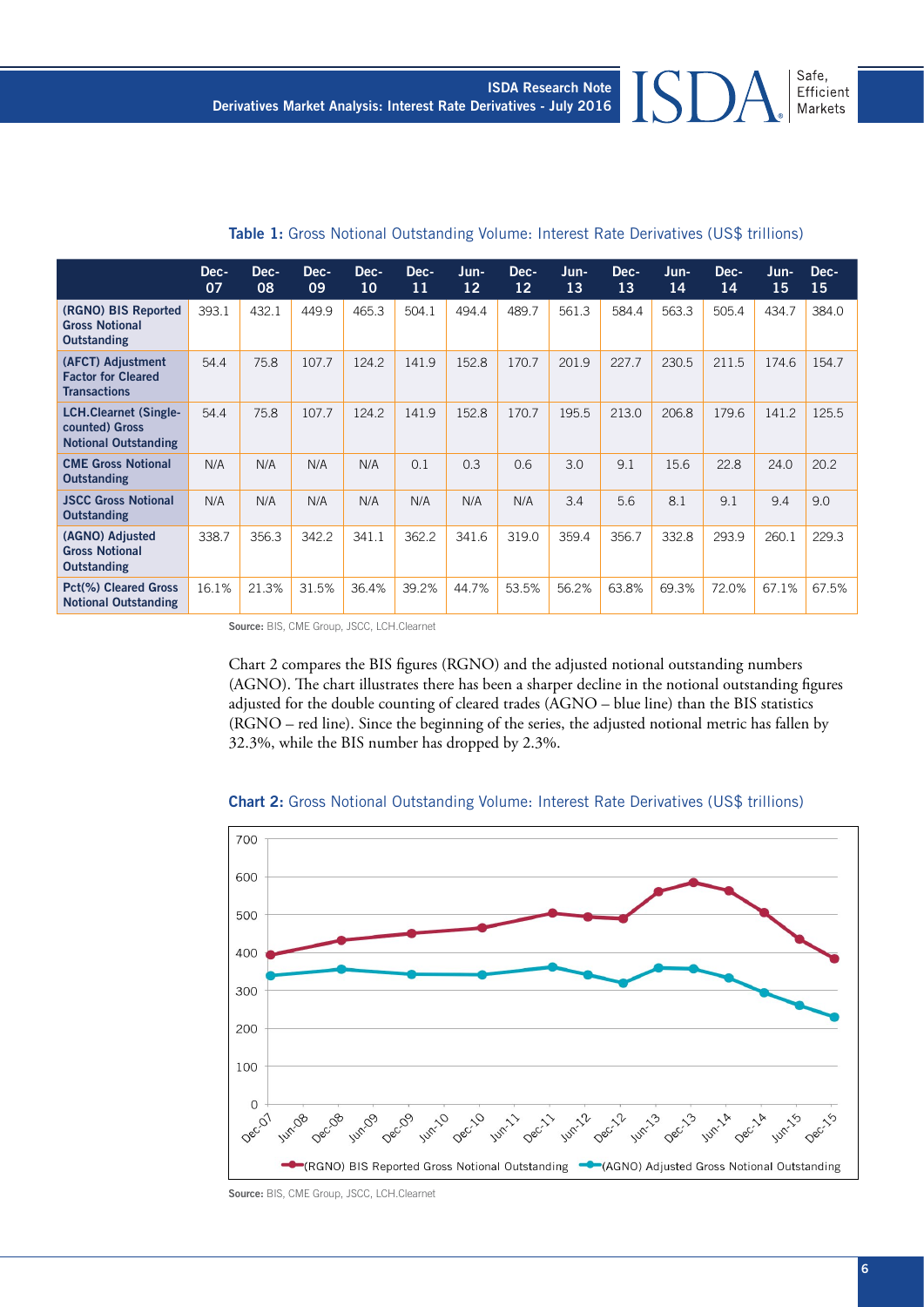**Table 1:** Gross Notional Outstanding Volume: Interest Rate Derivatives (US$ trillions)

| | Dec-07 | Dec-08 | Dec-09 | Dec-10 | Dec-11 | Jun-12 | Dec-12 | Jun-13 | Dec-13 | Jun-14 | Dec-14 | Jun-15 | Dec-15 |
|---|---|---|---|---|---|---|---|---|---|---|---|---|---|
| **(RGNO) BIS Reported Gross Notional Outstanding** | 393.1 | 432.1 | 449.9 | 465.3 | 504.1 | 494.4 | 489.7 | 561.3 | 584.4 | 563.3 | 505.4 | 434.7 | 384.0 |
| **(AFCT) Adjustment Factor for Cleared Transactions** | 54.4 | 75.8 | 107.7 | 124.2 | 141.9 | 152.8 | 170.7 | 201.9 | 227.7 | 230.5 | 211.5 | 174.6 | 154.7 |
| **LCH.Clearnet (Single-counted) Gross Notional Outstanding** | 54.4 | 75.8 | 107.7 | 124.2 | 141.9 | 152.8 | 170.7 | 195.5 | 213.0 | 206.8 | 179.6 | 141.2 | 125.5 |
| **CME Gross Notional Outstanding** | N/A | N/A | N/A | N/A | 0.1 | 0.3 | 0.6 | 3.0 | 9.1 | 15.6 | 22.8 | 24.0 | 20.2 |
| **JSCC Gross Notional Outstanding** | N/A | N/A | N/A | N/A | N/A | N/A | N/A | 3.4 | 5.6 | 8.1 | 9.1 | 9.4 | 9.0 |
| **(AGNO) Adjusted Gross Notional Outstanding** | 338.7 | 356.3 | 342.2 | 341.1 | 362.2 | 341.6 | 319.0 | 359.4 | 356.7 | 332.8 | 293.9 | 260.1 | 229.3 |
| **Pct(%) Cleared Gross Notional Outstanding** | 16.1% | 21.3% | 31.5% | 36.4% | 39.2% | 44.7% | 53.5% | 56.2% | 63.8% | 69.3% | 72.0% | 67.1% | 67.5% |

**Source:** BIS, CME Group, JSCC, LCH.Clearnet

Chart 2 compares the BIS figures (RGNO) and the adjusted notional outstanding numbers (AGNO). The chart illustrates there has been a sharper decline in the notional outstanding figures adjusted for the double counting of cleared trades (AGNO – blue line) than the BIS statistics (RGNO – red line). Since the beginning of the series, the adjusted notional metric has fallen by 32.3%, while the BIS number has dropped by 2.3%.

**Chart 2:** Gross Notional Outstanding Volume: Interest Rate Derivatives (US$ trillions)

**Source:** BIS, CME Group, JSCC, LCH.Clearnet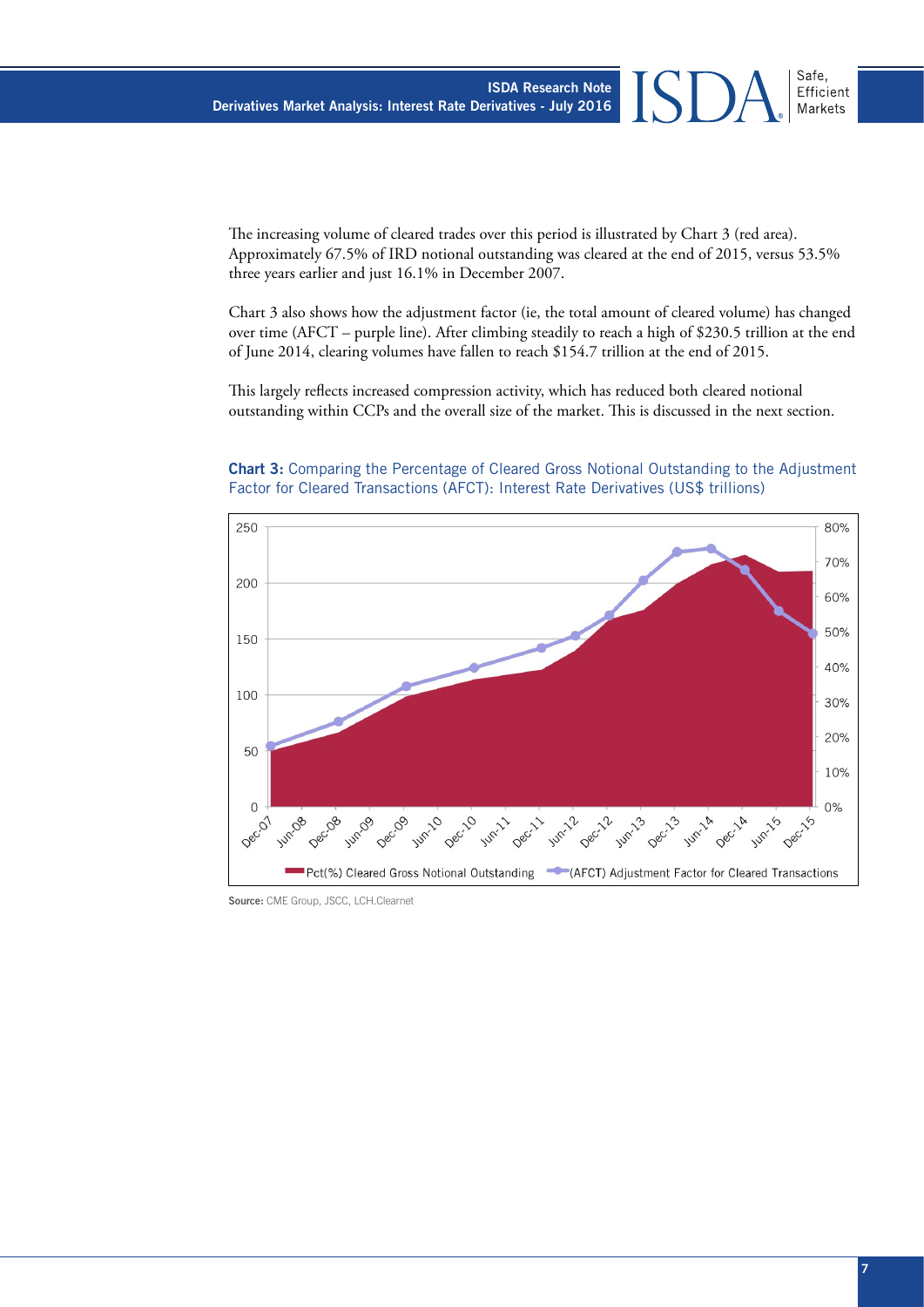The increasing volume of cleared trades over this period is illustrated by Chart 3 (red area). Approximately 67.5% of IRD notional outstanding was cleared at the end of 2015, versus 53.5% three years earlier and just 16.1% in December 2007.

Chart 3 also shows how the adjustment factor (ie, the total amount of cleared volume) has changed over time (AFCT – purple line). After climbing steadily to reach a high of $230.5 trillion at the end of June 2014, clearing volumes have fallen to reach $154.7 trillion at the end of 2015.

This largely reflects increased compression activity, which has reduced both cleared notional outstanding within CCPs and the overall size of the market. This is discussed in the next section.

**Chart 3:** Comparing the Percentage of Cleared Gross Notional Outstanding to the Adjustment Factor for Cleared Transactions (AFCT): Interest Rate Derivatives (US$ trillions)

250
200
150
100
50
0

80%
70%
60%
50%
40%
30%
20%
10%
0%

Dec-07, Jun-08, Dec-08, Jun-09, Dec-09, Jun-10, Dec-10, Jun-11, Dec-11, Jun-12, Dec-12, Jun-13, Dec-13, Jun-14, Dec-14, Jun-15, Dec-15

Pct(%) Cleared Gross Notional Outstanding
(AFCT) Adjustment Factor for Cleared Transactions

**Source:** CME Group, JSCC, LCH.Clearnet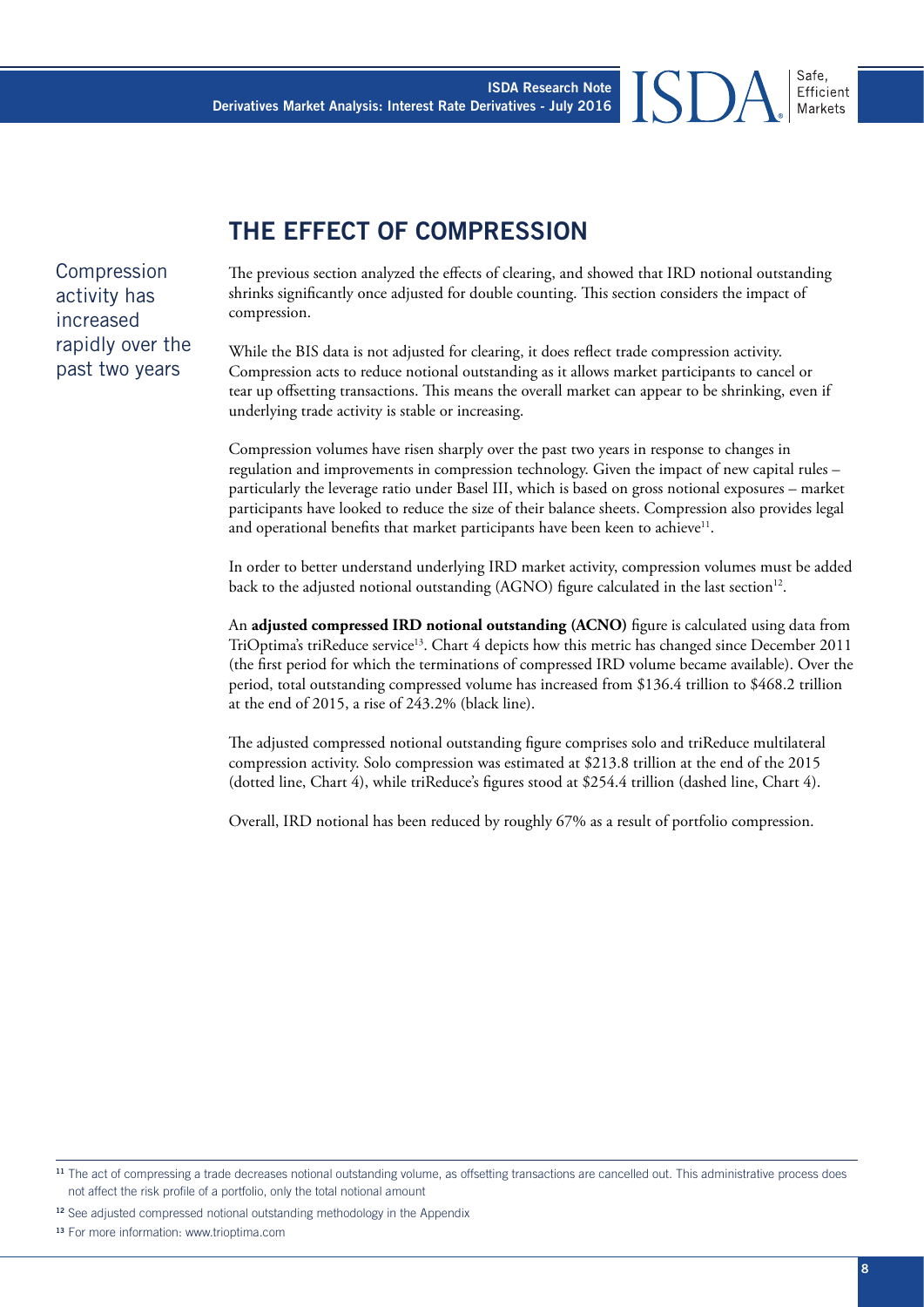## THE EFFECT OF COMPRESSION

Compression activity has increased rapidly over the past two years

The previous section analyzed the effects of clearing, and showed that IRD notional outstanding shrinks significantly once adjusted for double counting. This section considers the impact of compression.

While the BIS data is not adjusted for clearing, it does reflect trade compression activity. Compression acts to reduce notional outstanding as it allows market participants to cancel or tear up offsetting transactions. This means the overall market can appear to be shrinking, even if underlying trade activity is stable or increasing.

Compression volumes have risen sharply over the past two years in response to changes in regulation and improvements in compression technology. Given the impact of new capital rules – particularly the leverage ratio under Basel III, which is based on gross notional exposures – market participants have looked to reduce the size of their balance sheets. Compression also provides legal and operational benefits that market participants have been keen to achieve[11].

In order to better understand underlying IRD market activity, compression volumes must be added back to the adjusted notional outstanding (AGNO) figure calculated in the last section[12].

An **adjusted compressed IRD notional outstanding (ACNO)** figure is calculated using data from TriOptima's triReduce service[13]. Chart 4 depicts how this metric has changed since December 2011 (the first period for which the terminations of compressed IRD volume became available). Over the period, total outstanding compressed volume has increased from $136.4 trillion to $468.2 trillion at the end of 2015, a rise of 243.2% (black line).

The adjusted compressed notional outstanding figure comprises solo and triReduce multilateral compression activity. Solo compression was estimated at $213.8 trillion at the end of the 2015 (dotted line, Chart 4), while triReduce's figures stood at $254.4 trillion (dashed line, Chart 4).

Overall, IRD notional has been reduced by roughly 67% as a result of portfolio compression.

---

[11] The act of compressing a trade decreases notional outstanding volume, as offsetting transactions are cancelled out. This administrative process does not affect the risk profile of a portfolio, only the total notional amount

[12] See adjusted compressed notional outstanding methodology in the Appendix

[13] For more information: www.trioptima.com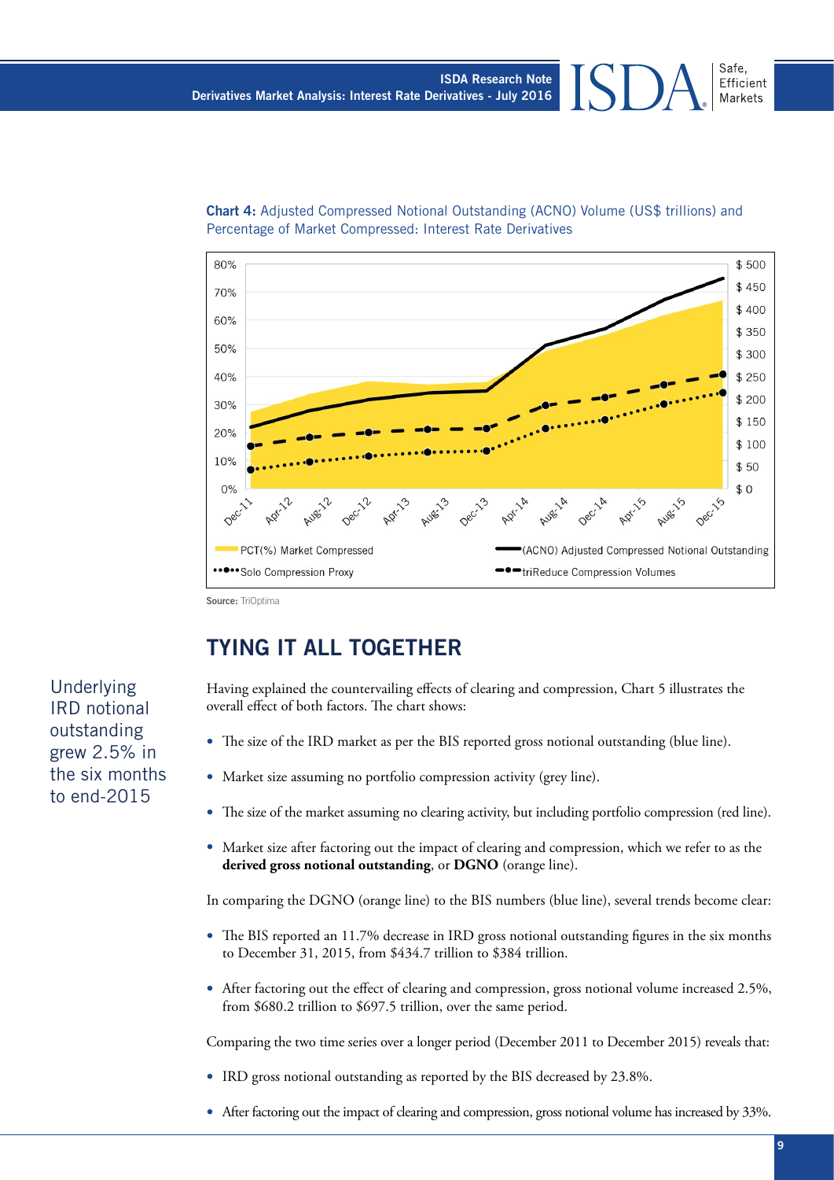**Chart 4:** Adjusted Compressed Notional Outstanding (ACNO) Volume (US$ trillions) and Percentage of Market Compressed: Interest Rate Derivatives

80%
70%
60%
50%
40%
30%
20%
10%
0%

$ 500
$ 450
$ 400
$ 350
$ 300
$ 250
$ 200
$ 150
$ 100
$ 50
$ 0

Dec-11
Apr-12
Aug-12
Dec-12
Apr-13
Aug-13
Dec-13
Apr-14
Aug-14
Dec-14
Apr-15
Aug-15
Dec-15

PCT(%) Market Compressed
(ACNO) Adjusted Compressed Notional Outstanding
Solo Compression Proxy
triReduce Compression Volumes

**Source:** TriOptima

## TYING IT ALL TOGETHER

Underlying IRD notional outstanding grew 2.5% in the six months to end-2015

Having explained the countervailing effects of clearing and compression, Chart 5 illustrates the overall effect of both factors. The chart shows:

- The size of the IRD market as per the BIS reported gross notional outstanding (blue line).
- Market size assuming no portfolio compression activity (grey line).
- The size of the market assuming no clearing activity, but including portfolio compression (red line).
- Market size after factoring out the impact of clearing and compression, which we refer to as the **derived gross notional outstanding**, or **DGNO** (orange line).

In comparing the DGNO (orange line) to the BIS numbers (blue line), several trends become clear:

- The BIS reported an 11.7% decrease in IRD gross notional outstanding figures in the six months to December 31, 2015, from $434.7 trillion to $384 trillion.
- After factoring out the effect of clearing and compression, gross notional volume increased 2.5%, from $680.2 trillion to $697.5 trillion, over the same period.

Comparing the two time series over a longer period (December 2011 to December 2015) reveals that:

- IRD gross notional outstanding as reported by the BIS decreased by 23.8%.
- After factoring out the impact of clearing and compression, gross notional volume has increased by 33%.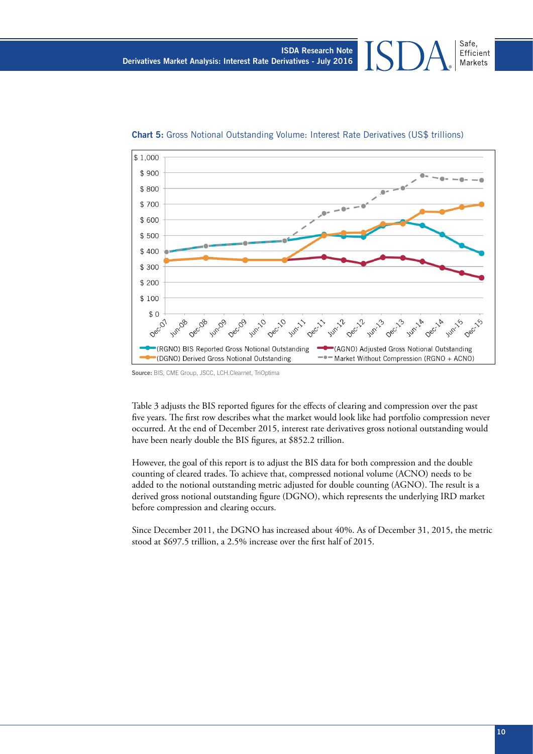**Chart 5:** Gross Notional Outstanding Volume: Interest Rate Derivatives (US$ trillions)

$ 1,000
$ 900
$ 800
$ 700
$ 600
$ 500
$ 400
$ 300
$ 200
$ 100
$ 0

Dec-07, Jun-08, Dec-08, Jun-09, Dec-09, Jun-10, Dec-10, Jun-11, Dec-11, Jun-12, Dec-12, Jun-13, Dec-13, Jun-14, Dec-14, Jun-15, Dec-15

(RGNO) BIS Reported Gross Notional Outstanding
(AGNO) Adjusted Gross Notional Outstanding
(DGNO) Derived Gross Notional Outstanding
Market Without Compression (RGNO + ACNO)

**Source:** BIS, CME Group, JSCC, LCH.Clearnet, TriOptima

Table 3 adjusts the BIS reported figures for the effects of clearing and compression over the past five years. The first row describes what the market would look like had portfolio compression never occurred. At the end of December 2015, interest rate derivatives gross notional outstanding would have been nearly double the BIS figures, at $852.2 trillion.

However, the goal of this report is to adjust the BIS data for both compression and the double counting of cleared trades. To achieve that, compressed notional volume (ACNO) needs to be added to the notional outstanding metric adjusted for double counting (AGNO). The result is a derived gross notional outstanding figure (DGNO), which represents the underlying IRD market before compression and clearing occurs.

Since December 2011, the DGNO has increased about 40%. As of December 31, 2015, the metric stood at $697.5 trillion, a 2.5% increase over the first half of 2015.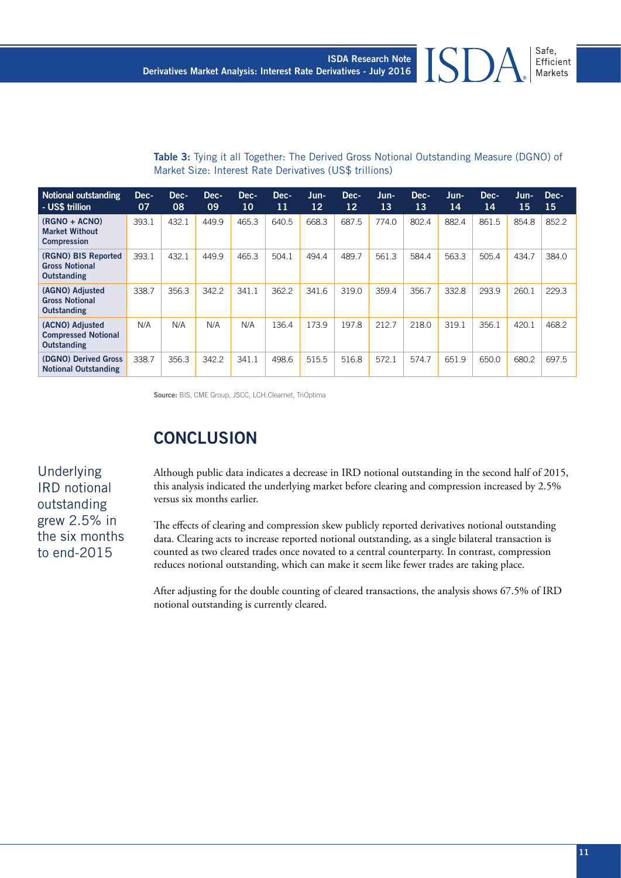**Table 3:** Tying it all Together: The Derived Gross Notional Outstanding Measure (DGNO) of Market Size: Interest Rate Derivatives (US$ trillions)

| Notional outstanding - US$ trillion | Dec-07 | Dec-08 | Dec-09 | Dec-10 | Dec-11 | Jun-12 | Dec-12 | Jun-13 | Dec-13 | Jun-14 | Dec-14 | Jun-15 | Dec-15 |
|---|---|---|---|---|---|---|---|---|---|---|---|---|---|
| **(RGNO + ACNO) Market Without Compression** | 393.1 | 432.1 | 449.9 | 465.3 | 640.5 | 668.3 | 687.5 | 774.0 | 802.4 | 882.4 | 861.5 | 854.8 | 852.2 |
| **(RGNO) BIS Reported Gross Notional Outstanding** | 393.1 | 432.1 | 449.9 | 465.3 | 504.1 | 494.4 | 489.7 | 561.3 | 584.4 | 563.3 | 505.4 | 434.7 | 384.0 |
| **(AGNO) Adjusted Gross Notional Outstanding** | 338.7 | 356.3 | 342.2 | 341.1 | 362.2 | 341.6 | 319.0 | 359.4 | 356.7 | 332.8 | 293.9 | 260.1 | 229.3 |
| **(ACNO) Adjusted Compressed Notional Outstanding** | N/A | N/A | N/A | N/A | 136.4 | 173.9 | 197.8 | 212.7 | 218.0 | 319.1 | 356.1 | 420.1 | 468.2 |
| **(DGNO) Derived Gross Notional Outstanding** | 338.7 | 356.3 | 342.2 | 341.1 | 498.6 | 515.5 | 516.8 | 572.1 | 574.7 | 651.9 | 650.0 | 680.2 | 697.5 |

**Source:** BIS, CME Group, JSCC, LCH.Clearnet, TriOptima

## CONCLUSION

Underlying IRD notional outstanding grew 2.5% in the six months to end-2015

Although public data indicates a decrease in IRD notional outstanding in the second half of 2015, this analysis indicated the underlying market before clearing and compression increased by 2.5% versus six months earlier.

The effects of clearing and compression skew publicly reported derivatives notional outstanding data. Clearing acts to increase reported notional outstanding, as a single bilateral transaction is counted as two cleared trades once novated to a central counterparty. In contrast, compression reduces notional outstanding, which can make it seem like fewer trades are taking place.

After adjusting for the double counting of cleared transactions, the analysis shows 67.5% of IRD notional outstanding is currently cleared.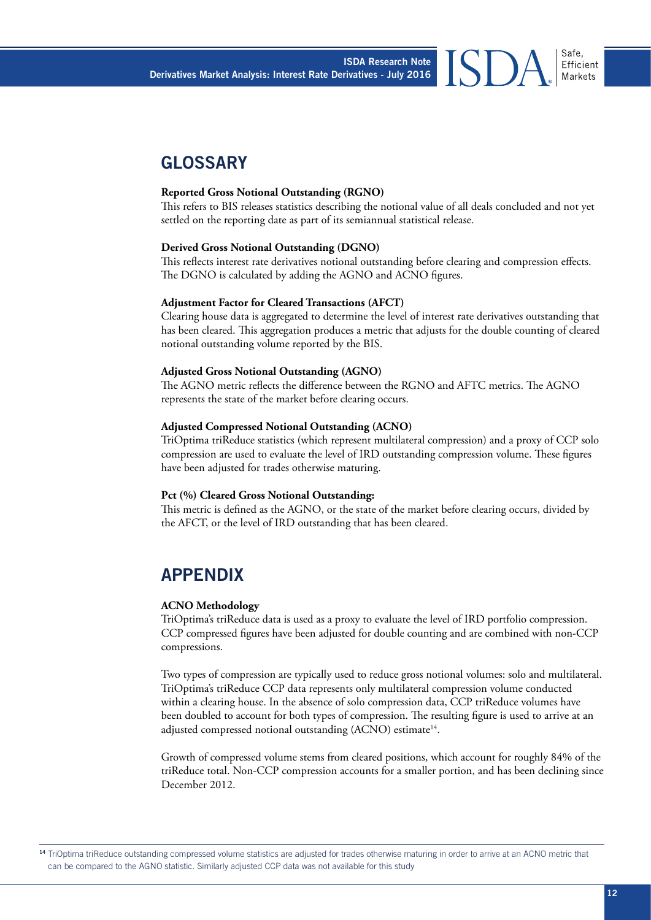## GLOSSARY

**Reported Gross Notional Outstanding (RGNO)**
This refers to BIS releases statistics describing the notional value of all deals concluded and not yet settled on the reporting date as part of its semiannual statistical release.

**Derived Gross Notional Outstanding (DGNO)**
This reflects interest rate derivatives notional outstanding before clearing and compression effects. The DGNO is calculated by adding the AGNO and ACNO figures.

**Adjustment Factor for Cleared Transactions (AFCT)**
Clearing house data is aggregated to determine the level of interest rate derivatives outstanding that has been cleared. This aggregation produces a metric that adjusts for the double counting of cleared notional outstanding volume reported by the BIS.

**Adjusted Gross Notional Outstanding (AGNO)**
The AGNO metric reflects the difference between the RGNO and AFTC metrics. The AGNO represents the state of the market before clearing occurs.

**Adjusted Compressed Notional Outstanding (ACNO)**
TriOptima triReduce statistics (which represent multilateral compression) and a proxy of CCP solo compression are used to evaluate the level of IRD outstanding compression volume. These figures have been adjusted for trades otherwise maturing.

**Pct (%) Cleared Gross Notional Outstanding:**
This metric is defined as the AGNO, or the state of the market before clearing occurs, divided by the AFCT, or the level of IRD outstanding that has been cleared.

## APPENDIX

**ACNO Methodology**
TriOptima's triReduce data is used as a proxy to evaluate the level of IRD portfolio compression. CCP compressed figures have been adjusted for double counting and are combined with non-CCP compressions.

Two types of compression are typically used to reduce gross notional volumes: solo and multilateral. TriOptima's triReduce CCP data represents only multilateral compression volume conducted within a clearing house. In the absence of solo compression data, CCP triReduce volumes have been doubled to account for both types of compression. The resulting figure is used to arrive at an adjusted compressed notional outstanding (ACNO) estimate[14].

Growth of compressed volume stems from cleared positions, which account for roughly 84% of the triReduce total. Non-CCP compression accounts for a smaller portion, and has been declining since December 2012.

[14] TriOptima triReduce outstanding compressed volume statistics are adjusted for trades otherwise maturing in order to arrive at an ACNO metric that can be compared to the AGNO statistic. Similarly adjusted CCP data was not available for this study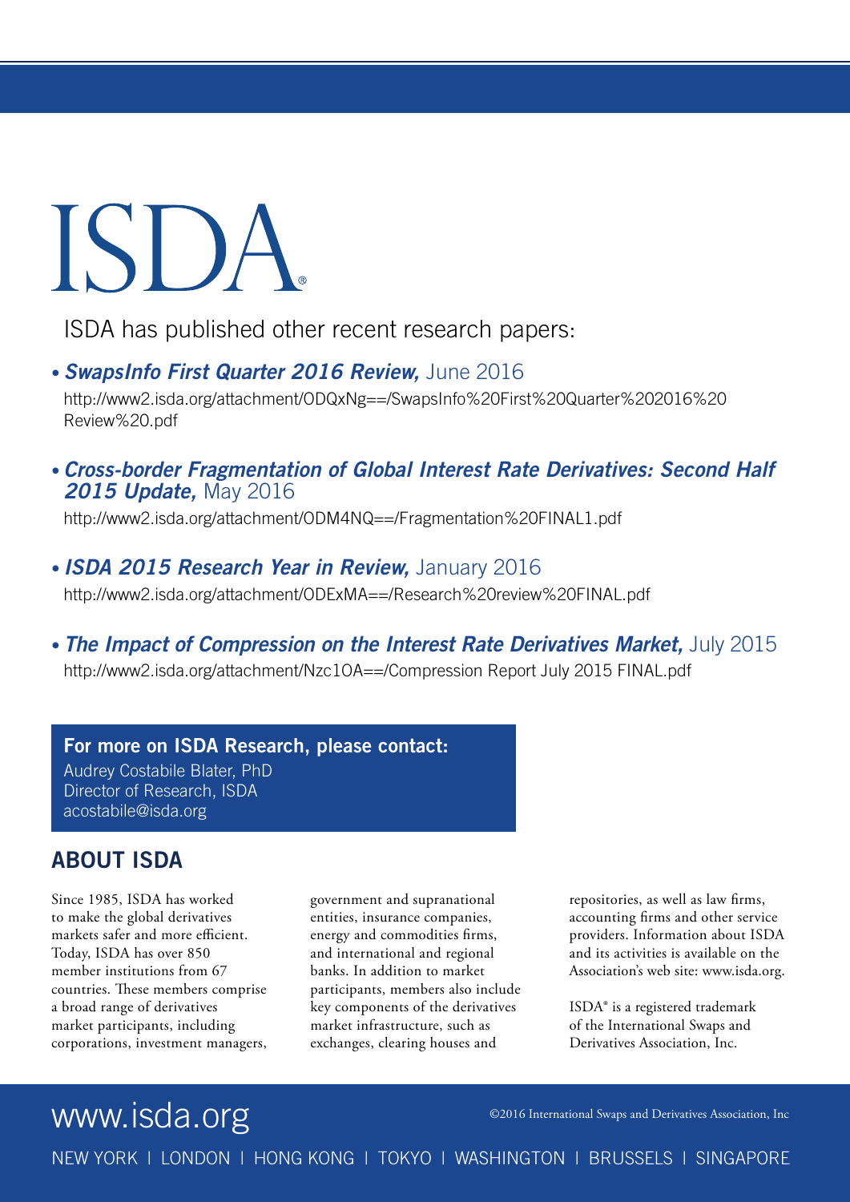# ISDA

ISDA has published other recent research papers:

- ***SwapsInfo First Quarter 2016 Review,*** June 2016
  http://www2.isda.org/attachment/ODQxNg==/SwapsInfo%20First%20Quarter%202016%20Review%20.pdf

- ***Cross-border Fragmentation of Global Interest Rate Derivatives: Second Half 2015 Update,*** May 2016
  http://www2.isda.org/attachment/ODM4NQ==/Fragmentation%20FINAL1.pdf

- ***ISDA 2015 Research Year in Review,*** January 2016
  http://www2.isda.org/attachment/ODExMA==/Research%20review%20FINAL.pdf

- ***The Impact of Compression on the Interest Rate Derivatives Market,*** July 2015
  http://www2.isda.org/attachment/Nzc1OA==/Compression Report July 2015 FINAL.pdf

**For more on ISDA Research, please contact:**
Audrey Costabile Blater, PhD
Director of Research, ISDA
acostabile@isda.org

## ABOUT ISDA

Since 1985, ISDA has worked to make the global derivatives markets safer and more efficient. Today, ISDA has over 850 member institutions from 67 countries. These members comprise a broad range of derivatives market participants, including corporations, investment managers, government and supranational entities, insurance companies, energy and commodities firms, and international and regional banks. In addition to market participants, members also include key components of the derivatives market infrastructure, such as exchanges, clearing houses and repositories, as well as law firms, accounting firms and other service providers. Information about ISDA and its activities is available on the Association's web site: www.isda.org.

ISDA® is a registered trademark of the International Swaps and Derivatives Association, Inc.

www.isda.org

©2016 International Swaps and Derivatives Association, Inc

NEW YORK | LONDON | HONG KONG | TOKYO | WASHINGTON | BRUSSELS | SINGAPORE